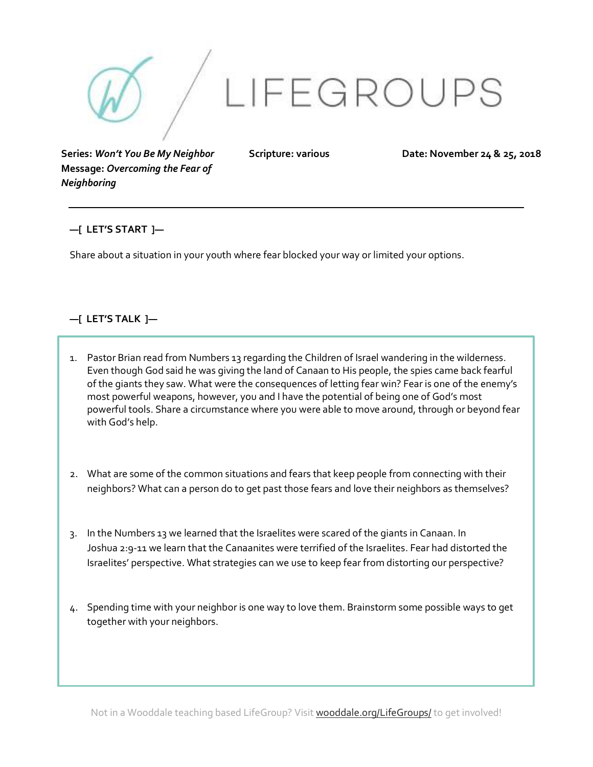# LIFEGROUPS

**Series:** ***Won't You Be My Neighbor***
**Message:** ***Overcoming the Fear of Neighboring***

**Scripture: various**

**Date: November 24 & 25, 2018**

---

## —[ LET'S START ]—

Share about a situation in your youth where fear blocked your way or limited your options.

## —[ LET'S TALK ]—

1. Pastor Brian read from Numbers 13 regarding the Children of Israel wandering in the wilderness. Even though God said he was giving the land of Canaan to His people, the spies came back fearful of the giants they saw. What were the consequences of letting fear win? Fear is one of the enemy's most powerful weapons, however, you and I have the potential of being one of God's most powerful tools. Share a circumstance where you were able to move around, through or beyond fear with God's help.

2. What are some of the common situations and fears that keep people from connecting with their neighbors? What can a person do to get past those fears and love their neighbors as themselves?

3. In the Numbers 13 we learned that the Israelites were scared of the giants in Canaan. In Joshua 2:9-11 we learn that the Canaanites were terrified of the Israelites. Fear had distorted the Israelites' perspective. What strategies can we use to keep fear from distorting our perspective?

4. Spending time with your neighbor is one way to love them. Brainstorm some possible ways to get together with your neighbors.

Not in a Wooddale teaching based LifeGroup? Visit wooddale.org/LifeGroups/ to get involved!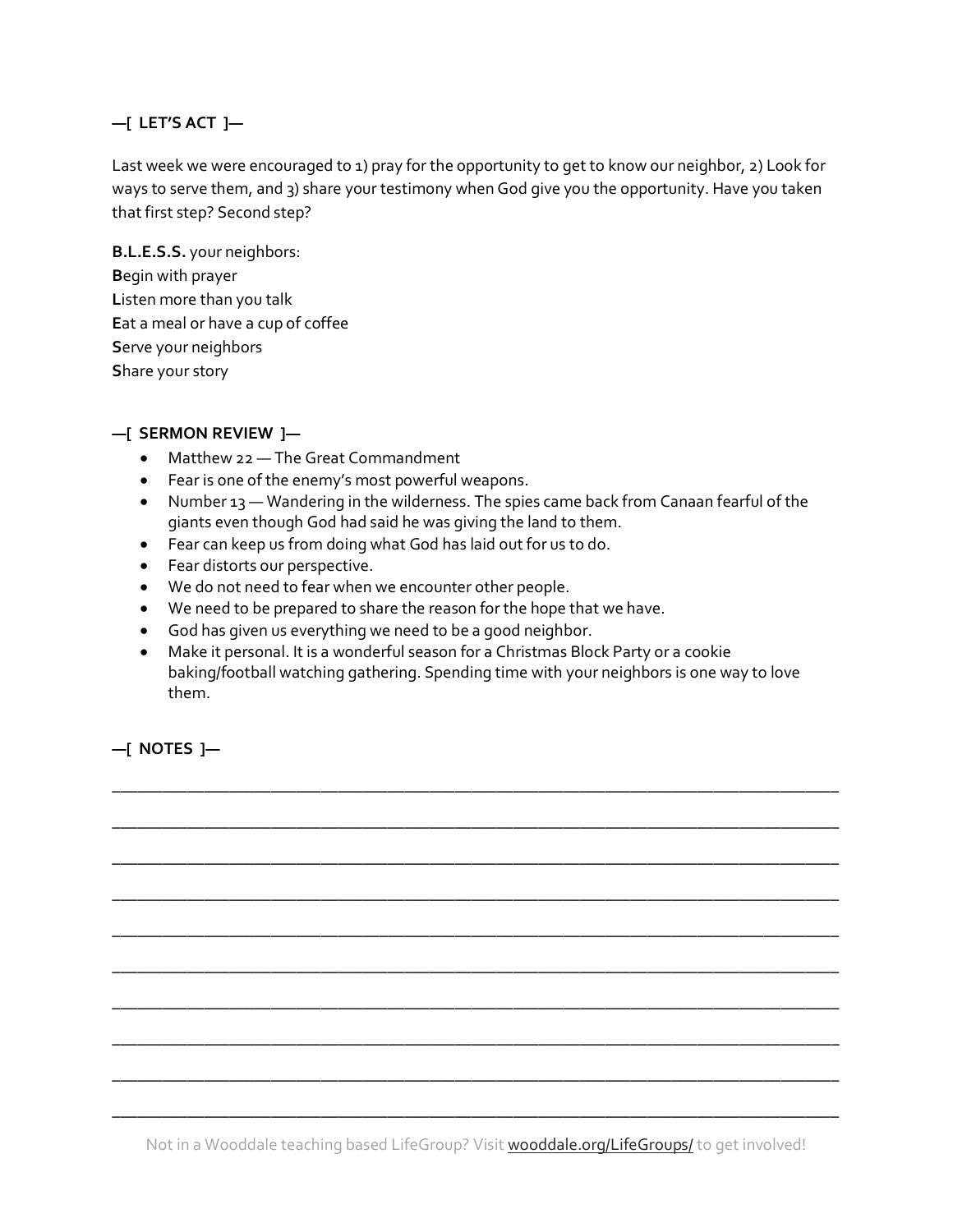## —[ LET'S ACT ]—

Last week we were encouraged to 1) pray for the opportunity to get to know our neighbor, 2) Look for ways to serve them, and 3) share your testimony when God give you the opportunity. Have you taken that first step? Second step?

**B.L.E.S.S.** your neighbors:
**B**egin with prayer
**L**isten more than you talk
**E**at a meal or have a cup of coffee
**S**erve your neighbors
**S**hare your story

## —[ SERMON REVIEW ]—

- Matthew 22 — The Great Commandment
- Fear is one of the enemy's most powerful weapons.
- Number 13 — Wandering in the wilderness. The spies came back from Canaan fearful of the giants even though God had said he was giving the land to them.
- Fear can keep us from doing what God has laid out for us to do.
- Fear distorts our perspective.
- We do not need to fear when we encounter other people.
- We need to be prepared to share the reason for the hope that we have.
- God has given us everything we need to be a good neighbor.
- Make it personal. It is a wonderful season for a Christmas Block Party or a cookie baking/football watching gathering. Spending time with your neighbors is one way to love them.

## —[ NOTES ]—

___________________________________________________________________________

___________________________________________________________________________

___________________________________________________________________________

___________________________________________________________________________

___________________________________________________________________________

___________________________________________________________________________

___________________________________________________________________________

___________________________________________________________________________

___________________________________________________________________________

___________________________________________________________________________

Not in a Wooddale teaching based LifeGroup? Visit wooddale.org/LifeGroups/ to get involved!